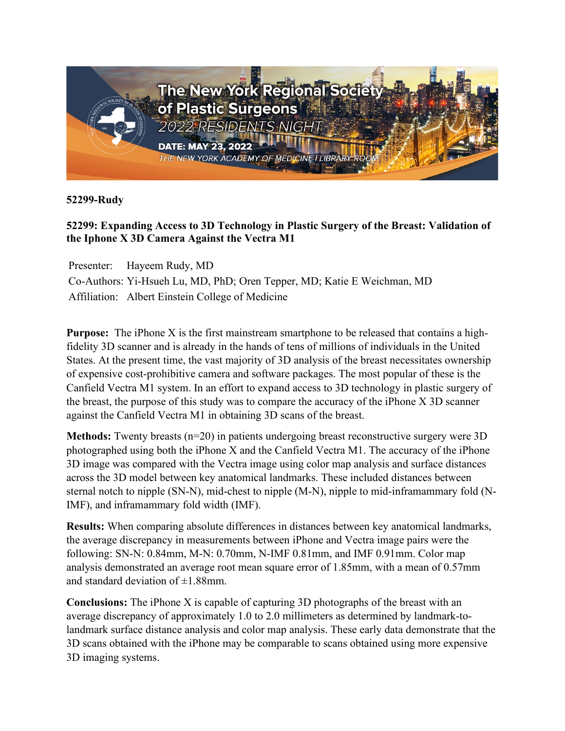**52299-Rudy**

**52299: Expanding Access to 3D Technology in Plastic Surgery of the Breast: Validation of the Iphone X 3D Camera Against the Vectra M1**

Presenter: Hayeem Rudy, MD
Co-Authors: Yi-Hsueh Lu, MD, PhD; Oren Tepper, MD; Katie E Weichman, MD
Affiliation: Albert Einstein College of Medicine

**Purpose:** The iPhone X is the first mainstream smartphone to be released that contains a high-fidelity 3D scanner and is already in the hands of tens of millions of individuals in the United States. At the present time, the vast majority of 3D analysis of the breast necessitates ownership of expensive cost-prohibitive camera and software packages. The most popular of these is the Canfield Vectra M1 system. In an effort to expand access to 3D technology in plastic surgery of the breast, the purpose of this study was to compare the accuracy of the iPhone X 3D scanner against the Canfield Vectra M1 in obtaining 3D scans of the breast.

**Methods:** Twenty breasts (n=20) in patients undergoing breast reconstructive surgery were 3D photographed using both the iPhone X and the Canfield Vectra M1. The accuracy of the iPhone 3D image was compared with the Vectra image using color map analysis and surface distances across the 3D model between key anatomical landmarks. These included distances between sternal notch to nipple (SN-N), mid-chest to nipple (M-N), nipple to mid-inframammary fold (N-IMF), and inframammary fold width (IMF).

**Results:** When comparing absolute differences in distances between key anatomical landmarks, the average discrepancy in measurements between iPhone and Vectra image pairs were the following: SN-N: 0.84mm, M-N: 0.70mm, N-IMF 0.81mm, and IMF 0.91mm. Color map analysis demonstrated an average root mean square error of 1.85mm, with a mean of 0.57mm and standard deviation of ±1.88mm.

**Conclusions:** The iPhone X is capable of capturing 3D photographs of the breast with an average discrepancy of approximately 1.0 to 2.0 millimeters as determined by landmark-to-landmark surface distance analysis and color map analysis. These early data demonstrate that the 3D scans obtained with the iPhone may be comparable to scans obtained using more expensive 3D imaging systems.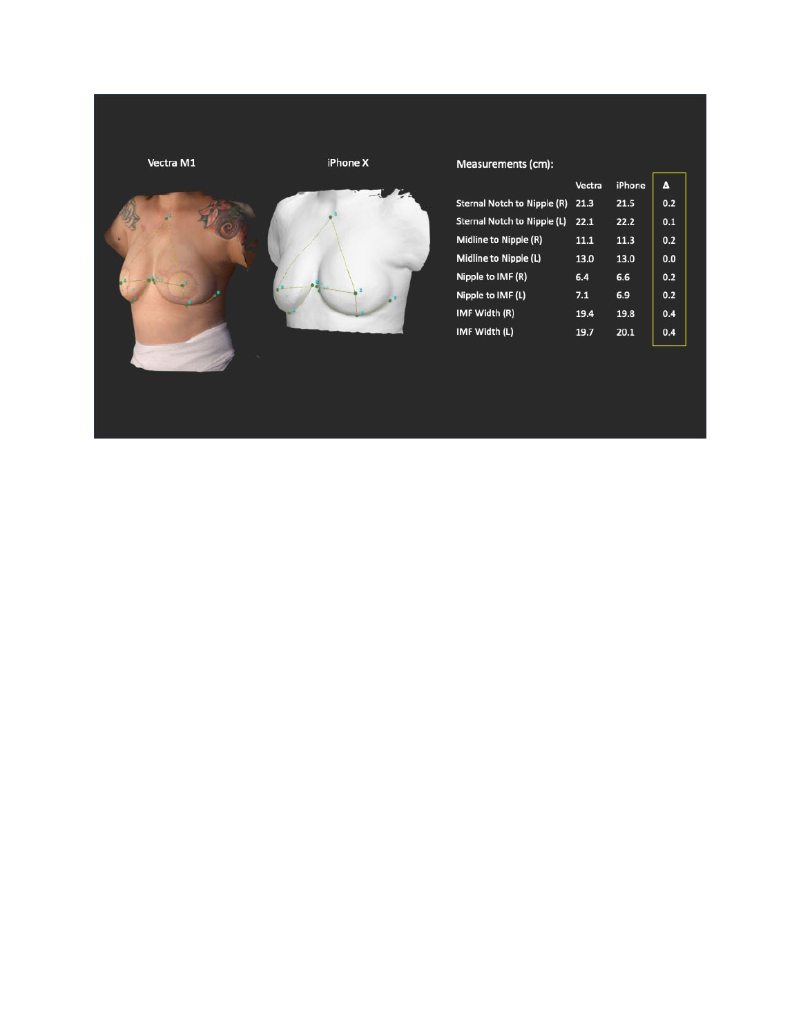Vectra M1

iPhone X

Measurements (cm):

| | Vectra | iPhone | Δ |
| --- | --- | --- | --- |
| Sternal Notch to Nipple (R) | 21.3 | 21.5 | 0.2 |
| Sternal Notch to Nipple (L) | 22.1 | 22.2 | 0.1 |
| Midline to Nipple (R) | 11.1 | 11.3 | 0.2 |
| Midline to Nipple (L) | 13.0 | 13.0 | 0.0 |
| Nipple to IMF (R) | 6.4 | 6.6 | 0.2 |
| Nipple to IMF (L) | 7.1 | 6.9 | 0.2 |
| IMF Width (R) | 19.4 | 19.8 | 0.4 |
| IMF Width (L) | 19.7 | 20.1 | 0.4 |